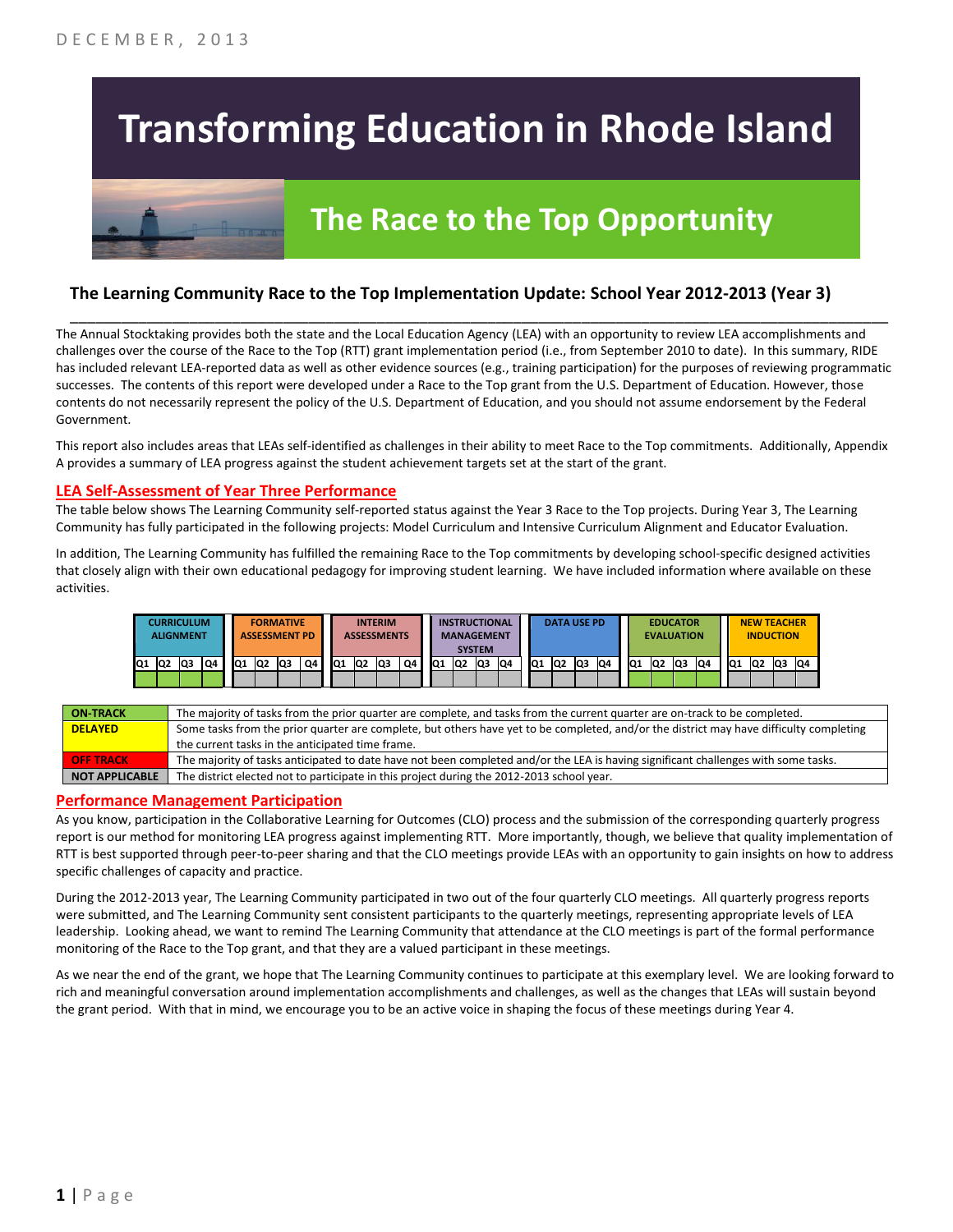DECEMBER, 2013

# Transforming Education in Rhode Island

## The Race to the Top Opportunity

### The Learning Community Race to the Top Implementation Update: School Year 2012-2013 (Year 3)

The Annual Stocktaking provides both the state and the Local Education Agency (LEA) with an opportunity to review LEA accomplishments and challenges over the course of the Race to the Top (RTT) grant implementation period (i.e., from September 2010 to date). In this summary, RIDE has included relevant LEA-reported data as well as other evidence sources (e.g., training participation) for the purposes of reviewing programmatic successes. The contents of this report were developed under a Race to the Top grant from the U.S. Department of Education. However, those contents do not necessarily represent the policy of the U.S. Department of Education, and you should not assume endorsement by the Federal Government.

This report also includes areas that LEAs self-identified as challenges in their ability to meet Race to the Top commitments. Additionally, Appendix A provides a summary of LEA progress against the student achievement targets set at the start of the grant.

## LEA Self-Assessment of Year Three Performance

The table below shows The Learning Community self-reported status against the Year 3 Race to the Top projects. During Year 3, The Learning Community has fully participated in the following projects: Model Curriculum and Intensive Curriculum Alignment and Educator Evaluation.

In addition, The Learning Community has fulfilled the remaining Race to the Top commitments by developing school-specific designed activities that closely align with their own educational pedagogy for improving student learning. We have included information where available on these activities.

| CURRICULUM ALIGNMENT | | | | FORMATIVE ASSESSMENT PD | | | | INTERIM ASSESSMENTS | | | | INSTRUCTIONAL MANAGEMENT SYSTEM | | | | DATA USE PD | | | | EDUCATOR EVALUATION | | | | NEW TEACHER INDUCTION | | | |
|---|---|---|---|---|---|---|---|---|---|---|---|---|---|---|---|---|---|---|---|---|---|---|---|---|---|---|---|
| Q1 | Q2 | Q3 | Q4 | Q1 | Q2 | Q3 | Q4 | Q1 | Q2 | Q3 | Q4 | Q1 | Q2 | Q3 | Q4 | Q1 | Q2 | Q3 | Q4 | Q1 | Q2 | Q3 | Q4 | Q1 | Q2 | Q3 | Q4 |
| On-Track | On-Track | On-Track | On-Track | Not Applicable | Not Applicable | Not Applicable | Not Applicable | Not Applicable | Not Applicable | Not Applicable | Not Applicable | Not Applicable | Not Applicable | Not Applicable | Not Applicable | Not Applicable | Not Applicable | Not Applicable | Not Applicable | On-Track | On-Track | On-Track | On-Track | Not Applicable | Not Applicable | Not Applicable | Not Applicable |

| | |
|---|---|
| ON-TRACK | The majority of tasks from the prior quarter are complete, and tasks from the current quarter are on-track to be completed. |
| DELAYED | Some tasks from the prior quarter are complete, but others have yet to be completed, and/or the district may have difficulty completing the current tasks in the anticipated time frame. |
| OFF TRACK | The majority of tasks anticipated to date have not been completed and/or the LEA is having significant challenges with some tasks. |
| NOT APPLICABLE | The district elected not to participate in this project during the 2012-2013 school year. |

## Performance Management Participation

As you know, participation in the Collaborative Learning for Outcomes (CLO) process and the submission of the corresponding quarterly progress report is our method for monitoring LEA progress against implementing RTT. More importantly, though, we believe that quality implementation of RTT is best supported through peer-to-peer sharing and that the CLO meetings provide LEAs with an opportunity to gain insights on how to address specific challenges of capacity and practice.

During the 2012-2013 year, The Learning Community participated in two out of the four quarterly CLO meetings. All quarterly progress reports were submitted, and The Learning Community sent consistent participants to the quarterly meetings, representing appropriate levels of LEA leadership. Looking ahead, we want to remind The Learning Community that attendance at the CLO meetings is part of the formal performance monitoring of the Race to the Top grant, and that they are a valued participant in these meetings.

As we near the end of the grant, we hope that The Learning Community continues to participate at this exemplary level. We are looking forward to rich and meaningful conversation around implementation accomplishments and challenges, as well as the changes that LEAs will sustain beyond the grant period. With that in mind, we encourage you to be an active voice in shaping the focus of these meetings during Year 4.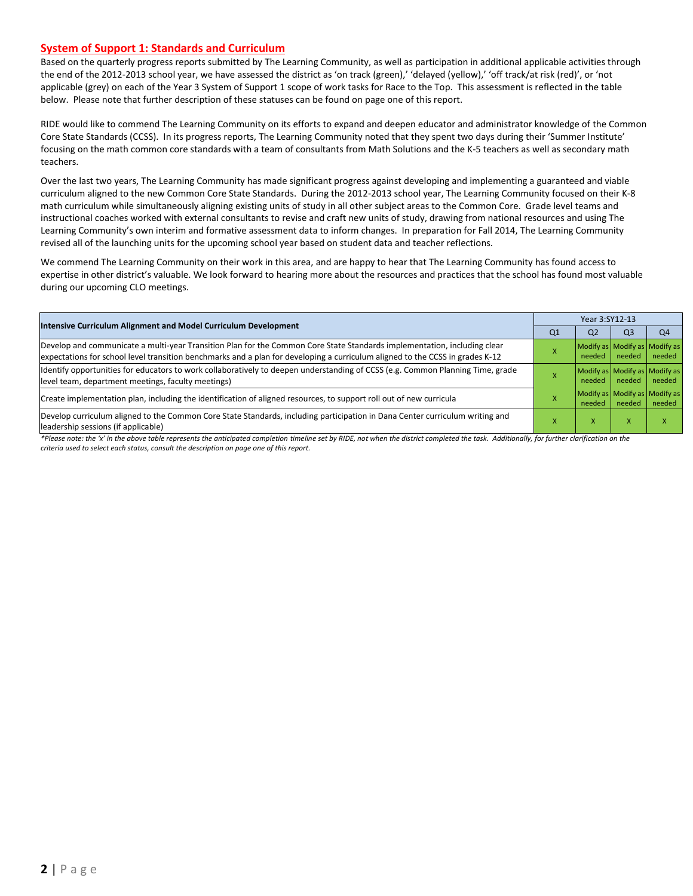## System of Support 1: Standards and Curriculum

Based on the quarterly progress reports submitted by The Learning Community, as well as participation in additional applicable activities through the end of the 2012-2013 school year, we have assessed the district as 'on track (green),' 'delayed (yellow),' 'off track/at risk (red)', or 'not applicable (grey) on each of the Year 3 System of Support 1 scope of work tasks for Race to the Top. This assessment is reflected in the table below. Please note that further description of these statuses can be found on page one of this report.

RIDE would like to commend The Learning Community on its efforts to expand and deepen educator and administrator knowledge of the Common Core State Standards (CCSS). In its progress reports, The Learning Community noted that they spent two days during their 'Summer Institute' focusing on the math common core standards with a team of consultants from Math Solutions and the K-5 teachers as well as secondary math teachers.

Over the last two years, The Learning Community has made significant progress against developing and implementing a guaranteed and viable curriculum aligned to the new Common Core State Standards. During the 2012-2013 school year, The Learning Community focused on their K-8 math curriculum while simultaneously aligning existing units of study in all other subject areas to the Common Core. Grade level teams and instructional coaches worked with external consultants to revise and craft new units of study, drawing from national resources and using The Learning Community's own interim and formative assessment data to inform changes. In preparation for Fall 2014, The Learning Community revised all of the launching units for the upcoming school year based on student data and teacher reflections.

We commend The Learning Community on their work in this area, and are happy to hear that The Learning Community has found access to expertise in other district's valuable. We look forward to hearing more about the resources and practices that the school has found most valuable during our upcoming CLO meetings.

| Intensive Curriculum Alignment and Model Curriculum Development | Year 3:SY12-13 | | | |
|---|---|---|---|---|
| | Q1 | Q2 | Q3 | Q4 |
| Develop and communicate a multi-year Transition Plan for the Common Core State Standards implementation, including clear expectations for school level transition benchmarks and a plan for developing a curriculum aligned to the CCSS in grades K-12 | X | Modify as needed | Modify as needed | Modify as needed |
| Identify opportunities for educators to work collaboratively to deepen understanding of CCSS (e.g. Common Planning Time, grade level team, department meetings, faculty meetings) | X | Modify as needed | Modify as needed | Modify as needed |
| Create implementation plan, including the identification of aligned resources, to support roll out of new curricula | X | Modify as needed | Modify as needed | Modify as needed |
| Develop curriculum aligned to the Common Core State Standards, including participation in Dana Center curriculum writing and leadership sessions (if applicable) | X | X | X | X |

*\*Please note: the 'x' in the above table represents the anticipated completion timeline set by RIDE, not when the district completed the task. Additionally, for further clarification on the criteria used to select each status, consult the description on page one of this report.*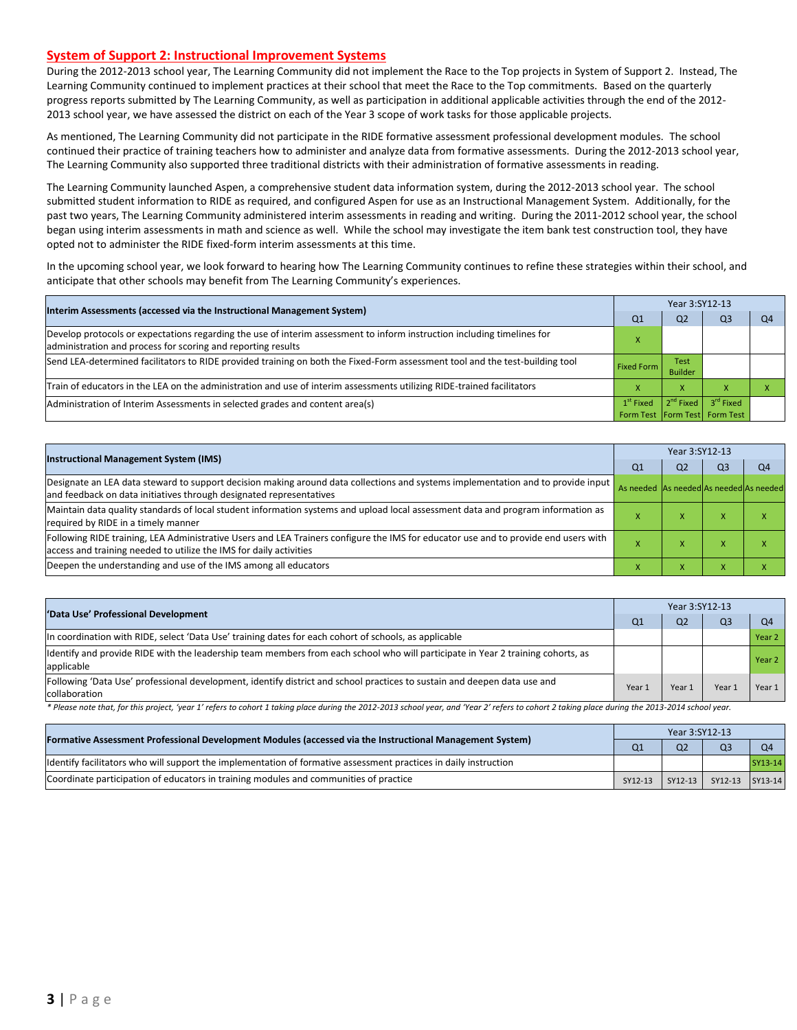## System of Support 2: Instructional Improvement Systems

During the 2012-2013 school year, The Learning Community did not implement the Race to the Top projects in System of Support 2. Instead, The Learning Community continued to implement practices at their school that meet the Race to the Top commitments. Based on the quarterly progress reports submitted by The Learning Community, as well as participation in additional applicable activities through the end of the 2012-2013 school year, we have assessed the district on each of the Year 3 scope of work tasks for those applicable projects.

As mentioned, The Learning Community did not participate in the RIDE formative assessment professional development modules. The school continued their practice of training teachers how to administer and analyze data from formative assessments. During the 2012-2013 school year, The Learning Community also supported three traditional districts with their administration of formative assessments in reading.

The Learning Community launched Aspen, a comprehensive student data information system, during the 2012-2013 school year. The school submitted student information to RIDE as required, and configured Aspen for use as an Instructional Management System. Additionally, for the past two years, The Learning Community administered interim assessments in reading and writing. During the 2011-2012 school year, the school began using interim assessments in math and science as well. While the school may investigate the item bank test construction tool, they have opted not to administer the RIDE fixed-form interim assessments at this time.

In the upcoming school year, we look forward to hearing how The Learning Community continues to refine these strategies within their school, and anticipate that other schools may benefit from The Learning Community's experiences.

| Interim Assessments (accessed via the Instructional Management System) | Year 3:SY12-13 | | | |
|---|---|---|---|---|
| | Q1 | Q2 | Q3 | Q4 |
| Develop protocols or expectations regarding the use of interim assessment to inform instruction including timelines for administration and process for scoring and reporting results | X | | | |
| Send LEA-determined facilitators to RIDE provided training on both the Fixed-Form assessment tool and the test-building tool | Fixed Form | Test Builder | | |
| Train of educators in the LEA on the administration and use of interim assessments utilizing RIDE-trained facilitators | X | X | X | X |
| Administration of Interim Assessments in selected grades and content area(s) | 1st Fixed Form Test | 2nd Fixed Form Test | 3rd Fixed Form Test | |

| Instructional Management System (IMS) | Year 3:SY12-13 | | | |
|---|---|---|---|---|
| | Q1 | Q2 | Q3 | Q4 |
| Designate an LEA data steward to support decision making around data collections and systems implementation and to provide input and feedback on data initiatives through designated representatives | As needed | As needed | As needed | As needed |
| Maintain data quality standards of local student information systems and upload local assessment data and program information as required by RIDE in a timely manner | X | X | X | X |
| Following RIDE training, LEA Administrative Users and LEA Trainers configure the IMS for educator use and to provide end users with access and training needed to utilize the IMS for daily activities | X | X | X | X |
| Deepen the understanding and use of the IMS among all educators | X | X | X | X |

| 'Data Use' Professional Development | Year 3:SY12-13 | | | |
|---|---|---|---|---|
| | Q1 | Q2 | Q3 | Q4 |
| In coordination with RIDE, select 'Data Use' training dates for each cohort of schools, as applicable | | | | Year 2 |
| Identify and provide RIDE with the leadership team members from each school who will participate in Year 2 training cohorts, as applicable | | | | Year 2 |
| Following 'Data Use' professional development, identify district and school practices to sustain and deepen data use and collaboration | Year 1 | Year 1 | Year 1 | Year 1 |

*\* Please note that, for this project, 'year 1' refers to cohort 1 taking place during the 2012-2013 school year, and 'Year 2' refers to cohort 2 taking place during the 2013-2014 school year.*

| Formative Assessment Professional Development Modules (accessed via the Instructional Management System) | Year 3:SY12-13 | | | |
|---|---|---|---|---|
| | Q1 | Q2 | Q3 | Q4 |
| Identify facilitators who will support the implementation of formative assessment practices in daily instruction | | | | SY13-14 |
| Coordinate participation of educators in training modules and communities of practice | SY12-13 | SY12-13 | SY12-13 | SY13-14 |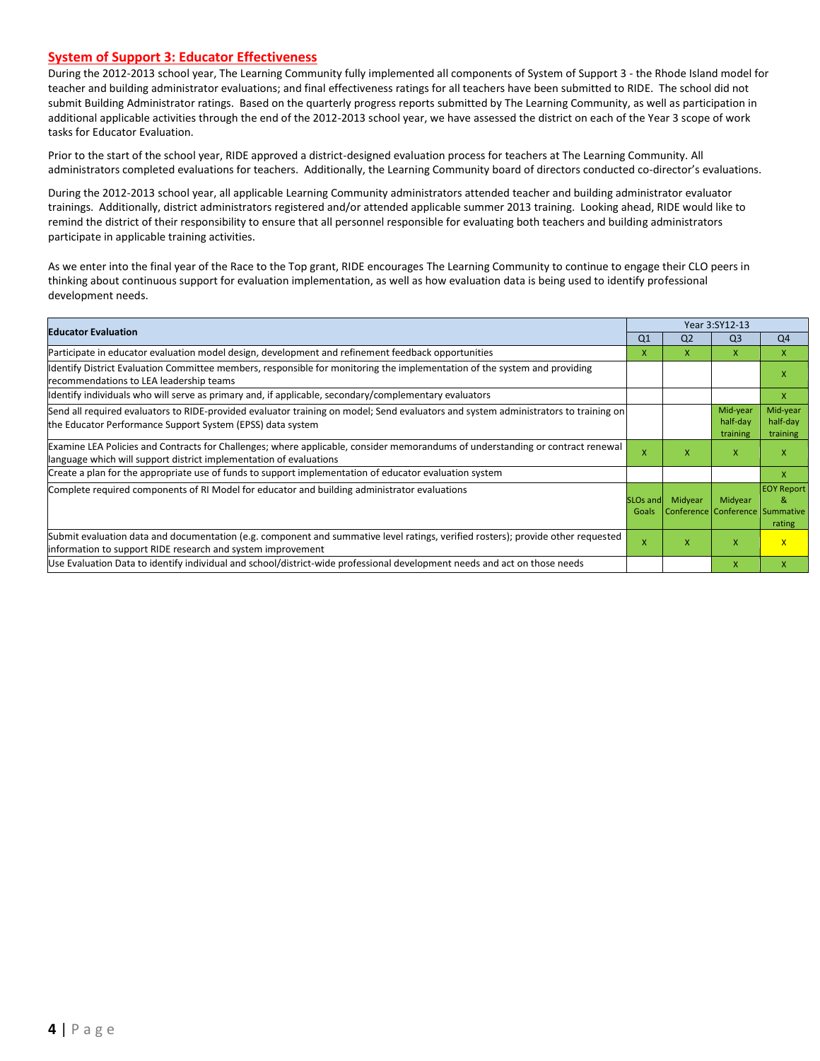## System of Support 3: Educator Effectiveness

During the 2012-2013 school year, The Learning Community fully implemented all components of System of Support 3 - the Rhode Island model for teacher and building administrator evaluations; and final effectiveness ratings for all teachers have been submitted to RIDE. The school did not submit Building Administrator ratings. Based on the quarterly progress reports submitted by The Learning Community, as well as participation in additional applicable activities through the end of the 2012-2013 school year, we have assessed the district on each of the Year 3 scope of work tasks for Educator Evaluation.

Prior to the start of the school year, RIDE approved a district-designed evaluation process for teachers at The Learning Community. All administrators completed evaluations for teachers. Additionally, the Learning Community board of directors conducted co-director's evaluations.

During the 2012-2013 school year, all applicable Learning Community administrators attended teacher and building administrator evaluator trainings. Additionally, district administrators registered and/or attended applicable summer 2013 training. Looking ahead, RIDE would like to remind the district of their responsibility to ensure that all personnel responsible for evaluating both teachers and building administrators participate in applicable training activities.

As we enter into the final year of the Race to the Top grant, RIDE encourages The Learning Community to continue to engage their CLO peers in thinking about continuous support for evaluation implementation, as well as how evaluation data is being used to identify professional development needs.

| Educator Evaluation | Year 3:SY12-13 | | | |
|---|---|---|---|---|
| | Q1 | Q2 | Q3 | Q4 |
| Participate in educator evaluation model design, development and refinement feedback opportunities | x | x | x | x |
| Identify District Evaluation Committee members, responsible for monitoring the implementation of the system and providing recommendations to LEA leadership teams | | | | x |
| Identify individuals who will serve as primary and, if applicable, secondary/complementary evaluators | | | | x |
| Send all required evaluators to RIDE-provided evaluator training on model; Send evaluators and system administrators to training on the Educator Performance Support System (EPSS) data system | | | Mid-year half-day training | Mid-year half-day training |
| Examine LEA Policies and Contracts for Challenges; where applicable, consider memorandums of understanding or contract renewal language which will support district implementation of evaluations | x | x | x | x |
| Create a plan for the appropriate use of funds to support implementation of educator evaluation system | | | | x |
| Complete required components of RI Model for educator and building administrator evaluations | SLOs and Goals | Midyear Conference | Midyear Conference | EOY Report & Summative rating |
| Submit evaluation data and documentation (e.g. component and summative level ratings, verified rosters); provide other requested information to support RIDE research and system improvement | x | x | x | x |
| Use Evaluation Data to identify individual and school/district-wide professional development needs and act on those needs | | | x | x |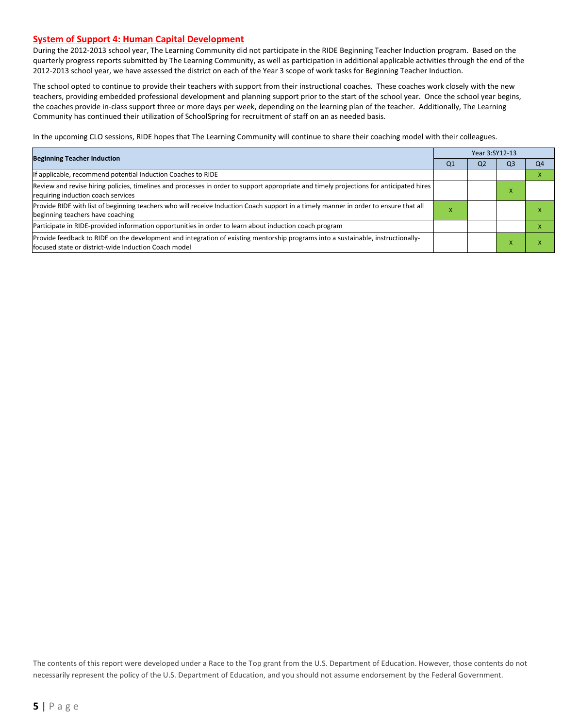## System of Support 4: Human Capital Development

During the 2012-2013 school year, The Learning Community did not participate in the RIDE Beginning Teacher Induction program. Based on the quarterly progress reports submitted by The Learning Community, as well as participation in additional applicable activities through the end of the 2012-2013 school year, we have assessed the district on each of the Year 3 scope of work tasks for Beginning Teacher Induction.

The school opted to continue to provide their teachers with support from their instructional coaches. These coaches work closely with the new teachers, providing embedded professional development and planning support prior to the start of the school year. Once the school year begins, the coaches provide in-class support three or more days per week, depending on the learning plan of the teacher. Additionally, The Learning Community has continued their utilization of SchoolSpring for recruitment of staff on an as needed basis.

In the upcoming CLO sessions, RIDE hopes that The Learning Community will continue to share their coaching model with their colleagues.

| Beginning Teacher Induction | Year 3:SY12-13 | | | |
|---|---|---|---|---|
| | Q1 | Q2 | Q3 | Q4 |
| If applicable, recommend potential Induction Coaches to RIDE | | | | x |
| Review and revise hiring policies, timelines and processes in order to support appropriate and timely projections for anticipated hires requiring induction coach services | | | x | |
| Provide RIDE with list of beginning teachers who will receive Induction Coach support in a timely manner in order to ensure that all beginning teachers have coaching | x | | | x |
| Participate in RIDE-provided information opportunities in order to learn about induction coach program | | | | x |
| Provide feedback to RIDE on the development and integration of existing mentorship programs into a sustainable, instructionally-focused state or district-wide Induction Coach model | | | x | x |

The contents of this report were developed under a Race to the Top grant from the U.S. Department of Education. However, those contents do not necessarily represent the policy of the U.S. Department of Education, and you should not assume endorsement by the Federal Government.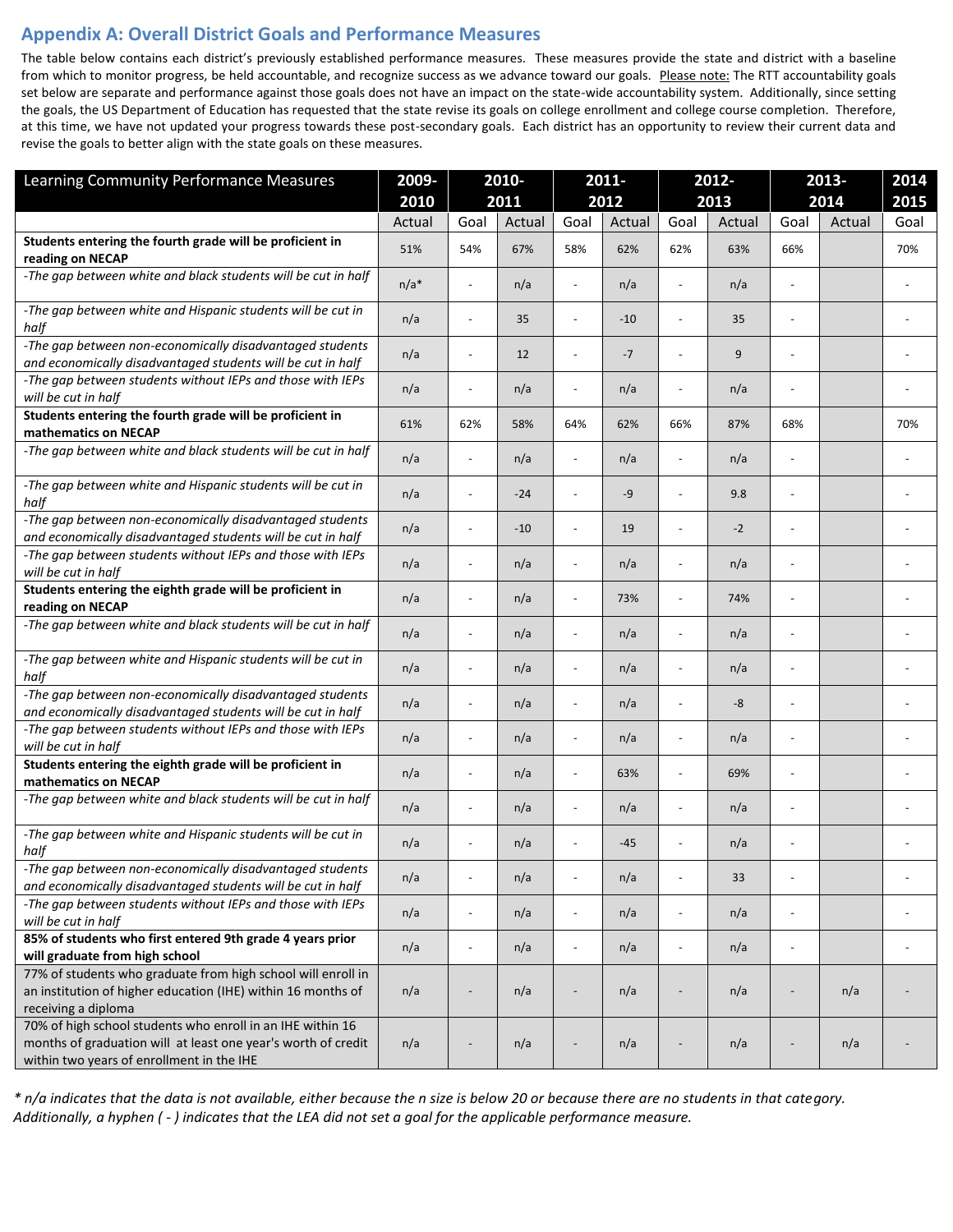## Appendix A: Overall District Goals and Performance Measures

The table below contains each district's previously established performance measures. These measures provide the state and district with a baseline from which to monitor progress, be held accountable, and recognize success as we advance toward our goals. Please note: The RTT accountability goals set below are separate and performance against those goals does not have an impact on the state-wide accountability system. Additionally, since setting the goals, the US Department of Education has requested that the state revise its goals on college enrollment and college course completion. Therefore, at this time, we have not updated your progress towards these post-secondary goals. Each district has an opportunity to review their current data and revise the goals to better align with the state goals on these measures.

| Learning Community Performance Measures | 2009-2010 | 2010-2011 | | 2011-2012 | | 2012-2013 | | 2013-2014 | | 2014 2015 |
|---|---|---|---|---|---|---|---|---|---|---|
| | Actual | Goal | Actual | Goal | Actual | Goal | Actual | Goal | Actual | Goal |
| **Students entering the fourth grade will be proficient in reading on NECAP** | 51% | 54% | 67% | 58% | 62% | 62% | 63% | 66% | | 70% |
| *-The gap between white and black students will be cut in half* | n/a* | - | n/a | - | n/a | - | n/a | - | | - |
| *-The gap between white and Hispanic students will be cut in half* | n/a | - | 35 | - | -10 | - | 35 | - | | - |
| *-The gap between non-economically disadvantaged students and economically disadvantaged students will be cut in half* | n/a | - | 12 | - | -7 | - | 9 | - | | - |
| *-The gap between students without IEPs and those with IEPs will be cut in half* | n/a | - | n/a | - | n/a | - | n/a | - | | - |
| **Students entering the fourth grade will be proficient in mathematics on NECAP** | 61% | 62% | 58% | 64% | 62% | 66% | 87% | 68% | | 70% |
| *-The gap between white and black students will be cut in half* | n/a | - | n/a | - | n/a | - | n/a | - | | - |
| *-The gap between white and Hispanic students will be cut in half* | n/a | - | -24 | - | -9 | - | 9.8 | - | | - |
| *-The gap between non-economically disadvantaged students and economically disadvantaged students will be cut in half* | n/a | - | -10 | - | 19 | - | -2 | - | | - |
| *-The gap between students without IEPs and those with IEPs will be cut in half* | n/a | - | n/a | - | n/a | - | n/a | - | | - |
| **Students entering the eighth grade will be proficient in reading on NECAP** | n/a | - | n/a | - | 73% | - | 74% | - | | - |
| *-The gap between white and black students will be cut in half* | n/a | - | n/a | - | n/a | - | n/a | - | | - |
| *-The gap between white and Hispanic students will be cut in half* | n/a | - | n/a | - | n/a | - | n/a | - | | - |
| *-The gap between non-economically disadvantaged students and economically disadvantaged students will be cut in half* | n/a | - | n/a | - | n/a | - | -8 | - | | - |
| *-The gap between students without IEPs and those with IEPs will be cut in half* | n/a | - | n/a | - | n/a | - | n/a | - | | - |
| **Students entering the eighth grade will be proficient in mathematics on NECAP** | n/a | - | n/a | - | 63% | - | 69% | - | | - |
| *-The gap between white and black students will be cut in half* | n/a | - | n/a | - | n/a | - | n/a | - | | - |
| *-The gap between white and Hispanic students will be cut in half* | n/a | - | n/a | - | -45 | - | n/a | - | | - |
| *-The gap between non-economically disadvantaged students and economically disadvantaged students will be cut in half* | n/a | - | n/a | - | n/a | - | 33 | - | | - |
| *-The gap between students without IEPs and those with IEPs will be cut in half* | n/a | - | n/a | - | n/a | - | n/a | - | | - |
| **85% of students who first entered 9th grade 4 years prior will graduate from high school** | n/a | - | n/a | - | n/a | - | n/a | - | | - |
| 77% of students who graduate from high school will enroll in an institution of higher education (IHE) within 16 months of receiving a diploma | n/a | - | n/a | - | n/a | - | n/a | - | n/a | - |
| 70% of high school students who enroll in an IHE within 16 months of graduation will at least one year's worth of credit within two years of enrollment in the IHE | n/a | - | n/a | - | n/a | - | n/a | - | n/a | - |

*\* n/a indicates that the data is not available, either because the n size is below 20 or because there are no students in that category. Additionally, a hyphen ( - ) indicates that the LEA did not set a goal for the applicable performance measure.*